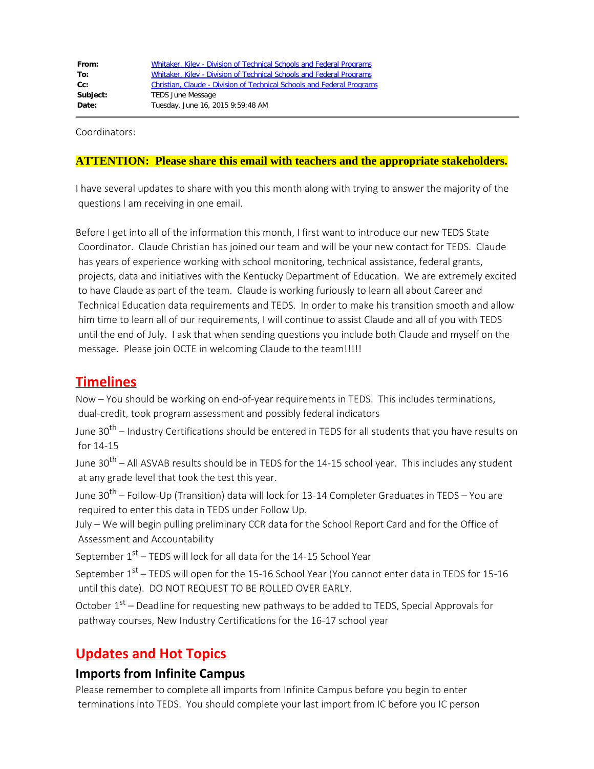| | |
|---|---|
| **From:** | Whitaker, Kiley - Division of Technical Schools and Federal Programs |
| **To:** | Whitaker, Kiley - Division of Technical Schools and Federal Programs |
| **Cc:** | Christian, Claude - Division of Technical Schools and Federal Programs |
| **Subject:** | TEDS June Message |
| **Date:** | Tuesday, June 16, 2015 9:59:48 AM |

Coordinators:

**ATTENTION: Please share this email with teachers and the appropriate stakeholders.**

I have several updates to share with you this month along with trying to answer the majority of the questions I am receiving in one email.

Before I get into all of the information this month, I first want to introduce our new TEDS State Coordinator. Claude Christian has joined our team and will be your new contact for TEDS. Claude has years of experience working with school monitoring, technical assistance, federal grants, projects, data and initiatives with the Kentucky Department of Education. We are extremely excited to have Claude as part of the team. Claude is working furiously to learn all about Career and Technical Education data requirements and TEDS. In order to make his transition smooth and allow him time to learn all of our requirements, I will continue to assist Claude and all of you with TEDS until the end of July. I ask that when sending questions you include both Claude and myself on the message. Please join OCTE in welcoming Claude to the team!!!!!

## Timelines

Now – You should be working on end-of-year requirements in TEDS. This includes terminations, dual-credit, took program assessment and possibly federal indicators

June 30th – Industry Certifications should be entered in TEDS for all students that you have results on for 14-15

June 30th – All ASVAB results should be in TEDS for the 14-15 school year. This includes any student at any grade level that took the test this year.

June 30th – Follow-Up (Transition) data will lock for 13-14 Completer Graduates in TEDS – You are required to enter this data in TEDS under Follow Up.

July – We will begin pulling preliminary CCR data for the School Report Card and for the Office of Assessment and Accountability

September 1st – TEDS will lock for all data for the 14-15 School Year

September 1st – TEDS will open for the 15-16 School Year (You cannot enter data in TEDS for 15-16 until this date). DO NOT REQUEST TO BE ROLLED OVER EARLY.

October 1st – Deadline for requesting new pathways to be added to TEDS, Special Approvals for pathway courses, New Industry Certifications for the 16-17 school year

## Updates and Hot Topics

### Imports from Infinite Campus

Please remember to complete all imports from Infinite Campus before you begin to enter terminations into TEDS. You should complete your last import from IC before you IC person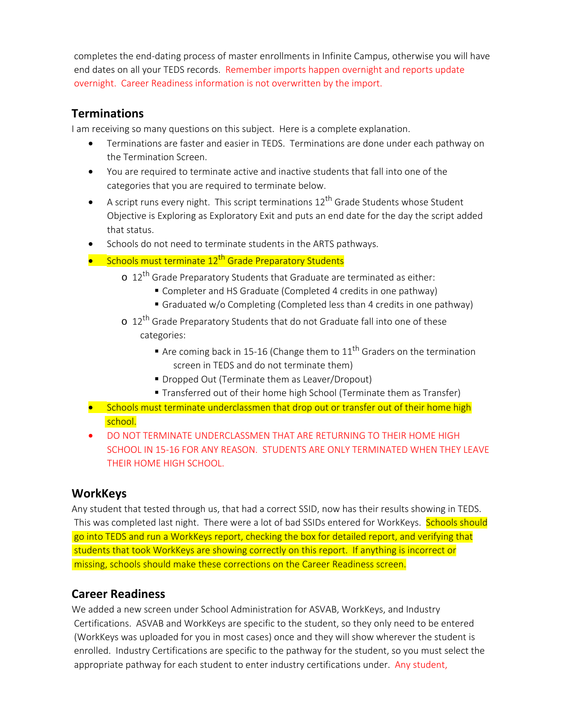completes the end-dating process of master enrollments in Infinite Campus, otherwise you will have end dates on all your TEDS records. Remember imports happen overnight and reports update overnight. Career Readiness information is not overwritten by the import.

## Terminations

I am receiving so many questions on this subject. Here is a complete explanation.

- Terminations are faster and easier in TEDS. Terminations are done under each pathway on the Termination Screen.
- You are required to terminate active and inactive students that fall into one of the categories that you are required to terminate below.
- A script runs every night. This script terminations 12th Grade Students whose Student Objective is Exploring as Exploratory Exit and puts an end date for the day the script added that status.
- Schools do not need to terminate students in the ARTS pathways.
- Schools must terminate 12th Grade Preparatory Students
  - 12th Grade Preparatory Students that Graduate are terminated as either:
    - Completer and HS Graduate (Completed 4 credits in one pathway)
    - Graduated w/o Completing (Completed less than 4 credits in one pathway)
  - 12th Grade Preparatory Students that do not Graduate fall into one of these categories:
    - Are coming back in 15-16 (Change them to 11th Graders on the termination screen in TEDS and do not terminate them)
    - Dropped Out (Terminate them as Leaver/Dropout)
    - Transferred out of their home high School (Terminate them as Transfer)
- Schools must terminate underclassmen that drop out or transfer out of their home high school.
- DO NOT TERMINATE UNDERCLASSMEN THAT ARE RETURNING TO THEIR HOME HIGH SCHOOL IN 15-16 FOR ANY REASON. STUDENTS ARE ONLY TERMINATED WHEN THEY LEAVE THEIR HOME HIGH SCHOOL.

## WorkKeys

Any student that tested through us, that had a correct SSID, now has their results showing in TEDS. This was completed last night. There were a lot of bad SSIDs entered for WorkKeys. Schools should go into TEDS and run a WorkKeys report, checking the box for detailed report, and verifying that students that took WorkKeys are showing correctly on this report. If anything is incorrect or missing, schools should make these corrections on the Career Readiness screen.

## Career Readiness

We added a new screen under School Administration for ASVAB, WorkKeys, and Industry Certifications. ASVAB and WorkKeys are specific to the student, so they only need to be entered (WorkKeys was uploaded for you in most cases) once and they will show wherever the student is enrolled. Industry Certifications are specific to the pathway for the student, so you must select the appropriate pathway for each student to enter industry certifications under. Any student,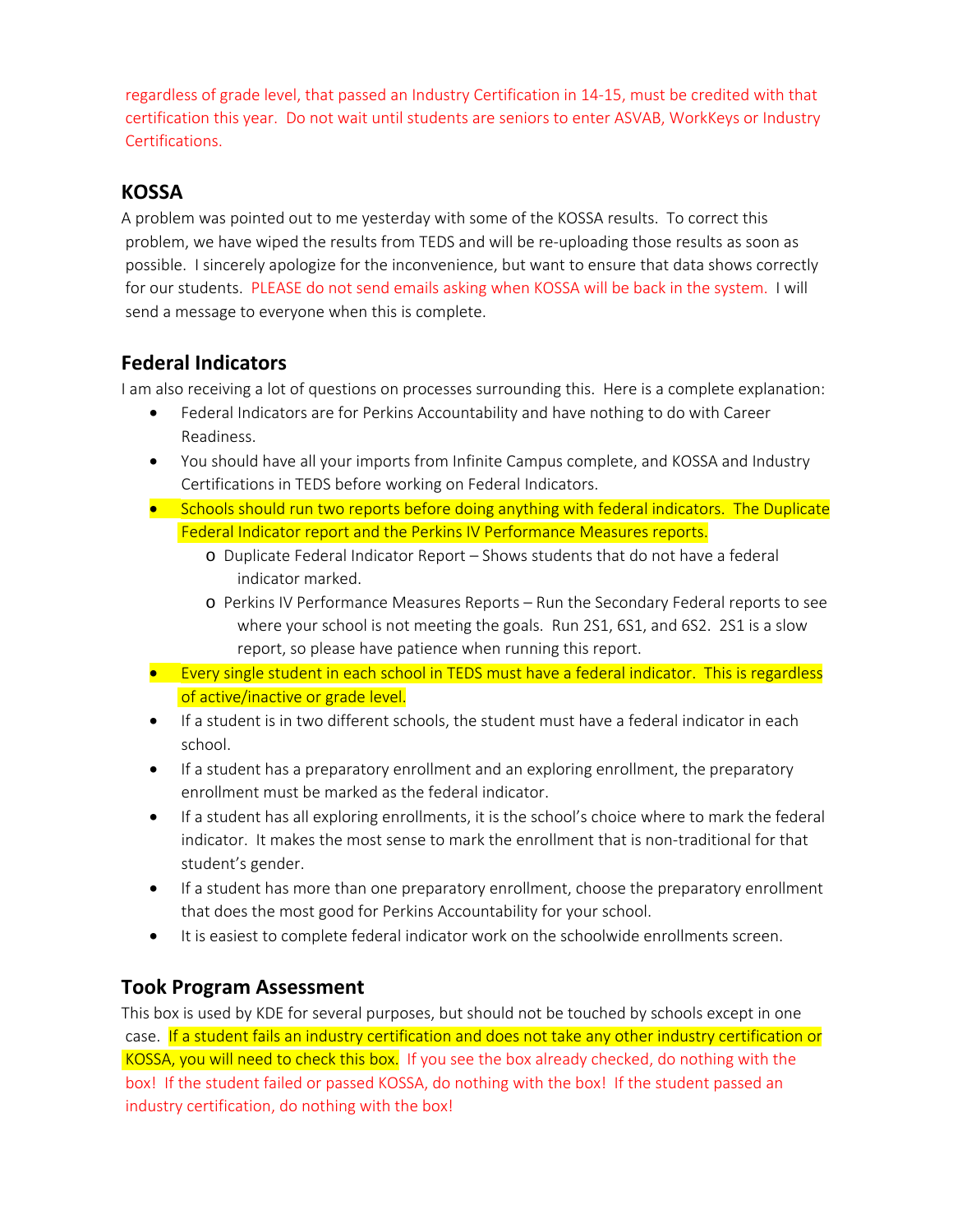regardless of grade level, that passed an Industry Certification in 14-15, must be credited with that certification this year. Do not wait until students are seniors to enter ASVAB, WorkKeys or Industry Certifications.

## KOSSA

A problem was pointed out to me yesterday with some of the KOSSA results. To correct this problem, we have wiped the results from TEDS and will be re-uploading those results as soon as possible. I sincerely apologize for the inconvenience, but want to ensure that data shows correctly for our students. PLEASE do not send emails asking when KOSSA will be back in the system. I will send a message to everyone when this is complete.

## Federal Indicators

I am also receiving a lot of questions on processes surrounding this. Here is a complete explanation:

- Federal Indicators are for Perkins Accountability and have nothing to do with Career Readiness.
- You should have all your imports from Infinite Campus complete, and KOSSA and Industry Certifications in TEDS before working on Federal Indicators.
- Schools should run two reports before doing anything with federal indicators. The Duplicate Federal Indicator report and the Perkins IV Performance Measures reports.
    - Duplicate Federal Indicator Report – Shows students that do not have a federal indicator marked.
    - Perkins IV Performance Measures Reports – Run the Secondary Federal reports to see where your school is not meeting the goals. Run 2S1, 6S1, and 6S2. 2S1 is a slow report, so please have patience when running this report.
- Every single student in each school in TEDS must have a federal indicator. This is regardless of active/inactive or grade level.
- If a student is in two different schools, the student must have a federal indicator in each school.
- If a student has a preparatory enrollment and an exploring enrollment, the preparatory enrollment must be marked as the federal indicator.
- If a student has all exploring enrollments, it is the school's choice where to mark the federal indicator. It makes the most sense to mark the enrollment that is non-traditional for that student's gender.
- If a student has more than one preparatory enrollment, choose the preparatory enrollment that does the most good for Perkins Accountability for your school.
- It is easiest to complete federal indicator work on the schoolwide enrollments screen.

## Took Program Assessment

This box is used by KDE for several purposes, but should not be touched by schools except in one case. If a student fails an industry certification and does not take any other industry certification or KOSSA, you will need to check this box. If you see the box already checked, do nothing with the box! If the student failed or passed KOSSA, do nothing with the box! If the student passed an industry certification, do nothing with the box!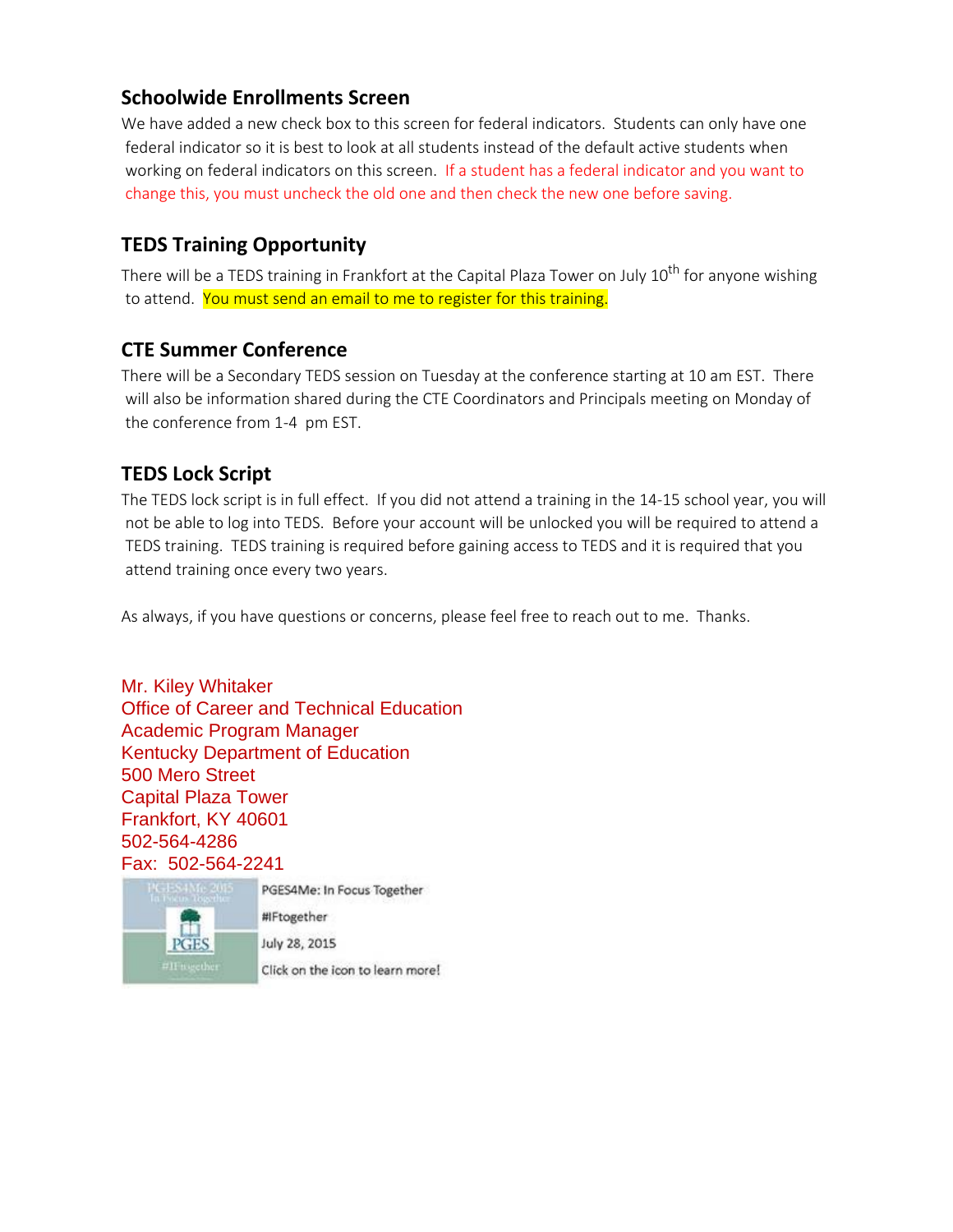## Schoolwide Enrollments Screen

We have added a new check box to this screen for federal indicators. Students can only have one federal indicator so it is best to look at all students instead of the default active students when working on federal indicators on this screen. If a student has a federal indicator and you want to change this, you must uncheck the old one and then check the new one before saving.

## TEDS Training Opportunity

There will be a TEDS training in Frankfort at the Capital Plaza Tower on July 10th for anyone wishing to attend. You must send an email to me to register for this training.

## CTE Summer Conference

There will be a Secondary TEDS session on Tuesday at the conference starting at 10 am EST. There will also be information shared during the CTE Coordinators and Principals meeting on Monday of the conference from 1-4 pm EST.

## TEDS Lock Script

The TEDS lock script is in full effect. If you did not attend a training in the 14-15 school year, you will not be able to log into TEDS. Before your account will be unlocked you will be required to attend a TEDS training. TEDS training is required before gaining access to TEDS and it is required that you attend training once every two years.

As always, if you have questions or concerns, please feel free to reach out to me. Thanks.

Mr. Kiley Whitaker
Office of Career and Technical Education
Academic Program Manager
Kentucky Department of Education
500 Mero Street
Capital Plaza Tower
Frankfort, KY 40601
502-564-4286
Fax: 502-564-2241

PGES4Me 2015
In Focus Together
PGES
#IFtogether

PGES4Me: In Focus Together
#IFtogether
July 28, 2015
Click on the icon to learn more!